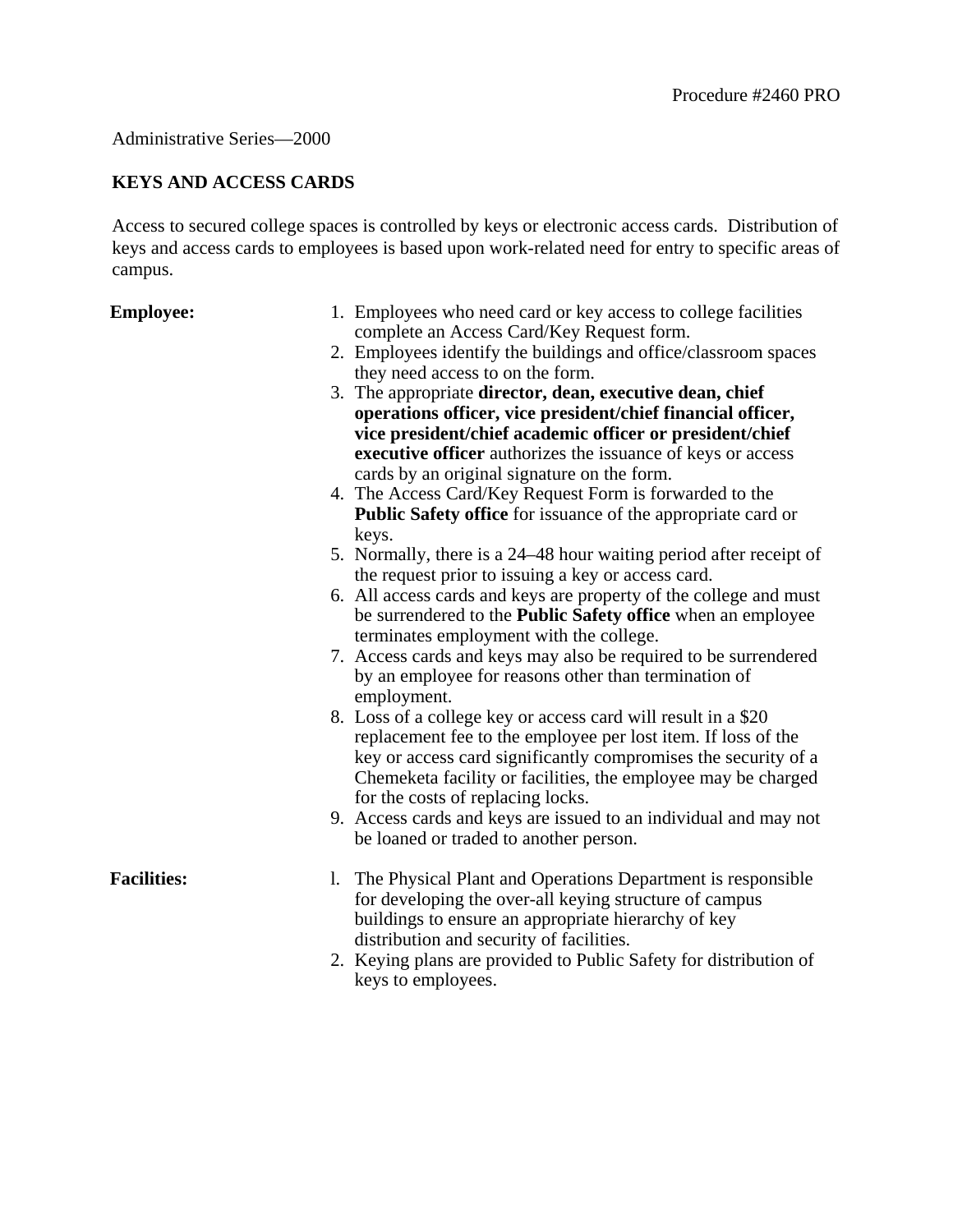Procedure #2460 PRO

Administrative Series—2000

## KEYS AND ACCESS CARDS

Access to secured college spaces is controlled by keys or electronic access cards. Distribution of keys and access cards to employees is based upon work-related need for entry to specific areas of campus.

**Employee:**

1. Employees who need card or key access to college facilities complete an Access Card/Key Request form.
2. Employees identify the buildings and office/classroom spaces they need access to on the form.
3. The appropriate **director, dean, executive dean, chief operations officer, vice president/chief financial officer, vice president/chief academic officer or president/chief executive officer** authorizes the issuance of keys or access cards by an original signature on the form.
4. The Access Card/Key Request Form is forwarded to the **Public Safety office** for issuance of the appropriate card or keys.
5. Normally, there is a 24–48 hour waiting period after receipt of the request prior to issuing a key or access card.
6. All access cards and keys are property of the college and must be surrendered to the **Public Safety office** when an employee terminates employment with the college.
7. Access cards and keys may also be required to be surrendered by an employee for reasons other than termination of employment.
8. Loss of a college key or access card will result in a $20 replacement fee to the employee per lost item. If loss of the key or access card significantly compromises the security of a Chemeketa facility or facilities, the employee may be charged for the costs of replacing locks.
9. Access cards and keys are issued to an individual and may not be loaned or traded to another person.

**Facilities:**

1. The Physical Plant and Operations Department is responsible for developing the over-all keying structure of campus buildings to ensure an appropriate hierarchy of key distribution and security of facilities.
2. Keying plans are provided to Public Safety for distribution of keys to employees.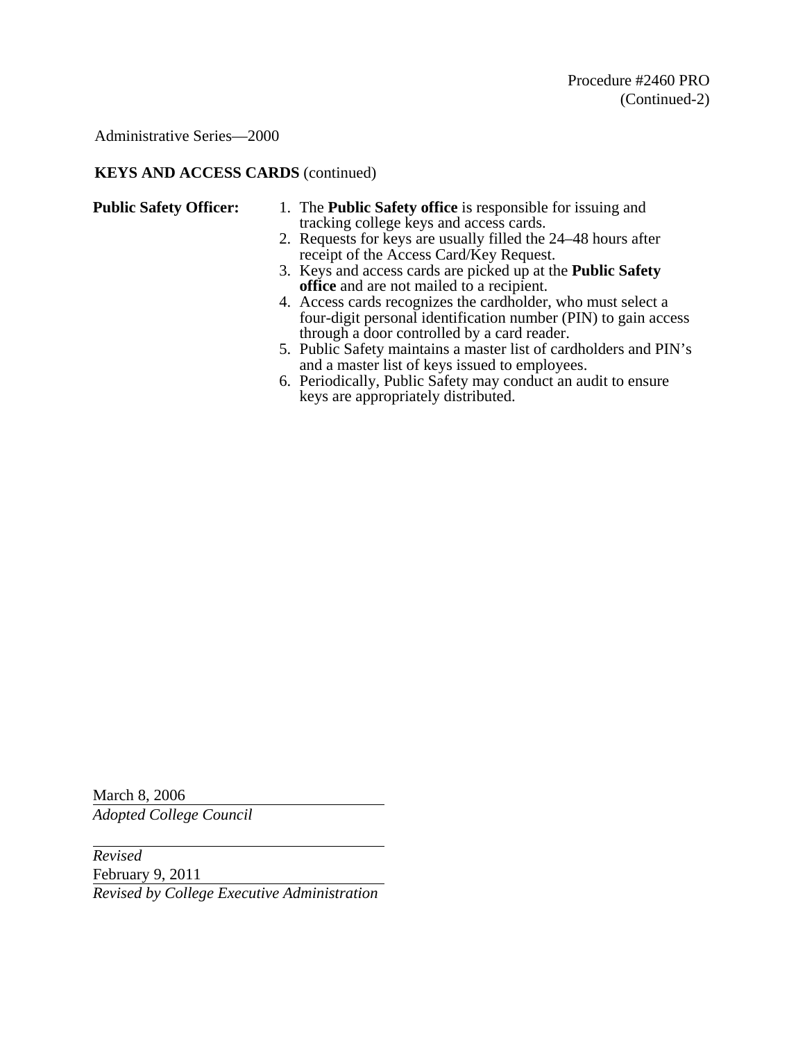Procedure #2460 PRO
(Continued-2)

Administrative Series—2000

**KEYS AND ACCESS CARDS** (continued)

**Public Safety Officer:**

1. The **Public Safety office** is responsible for issuing and tracking college keys and access cards.
2. Requests for keys are usually filled the 24–48 hours after receipt of the Access Card/Key Request.
3. Keys and access cards are picked up at the **Public Safety office** and are not mailed to a recipient.
4. Access cards recognizes the cardholder, who must select a four-digit personal identification number (PIN) to gain access through a door controlled by a card reader.
5. Public Safety maintains a master list of cardholders and PIN's and a master list of keys issued to employees.
6. Periodically, Public Safety may conduct an audit to ensure keys are appropriately distributed.

March 8, 2006
*Adopted College Council*

*Revised*
February 9, 2011
*Revised by College Executive Administration*